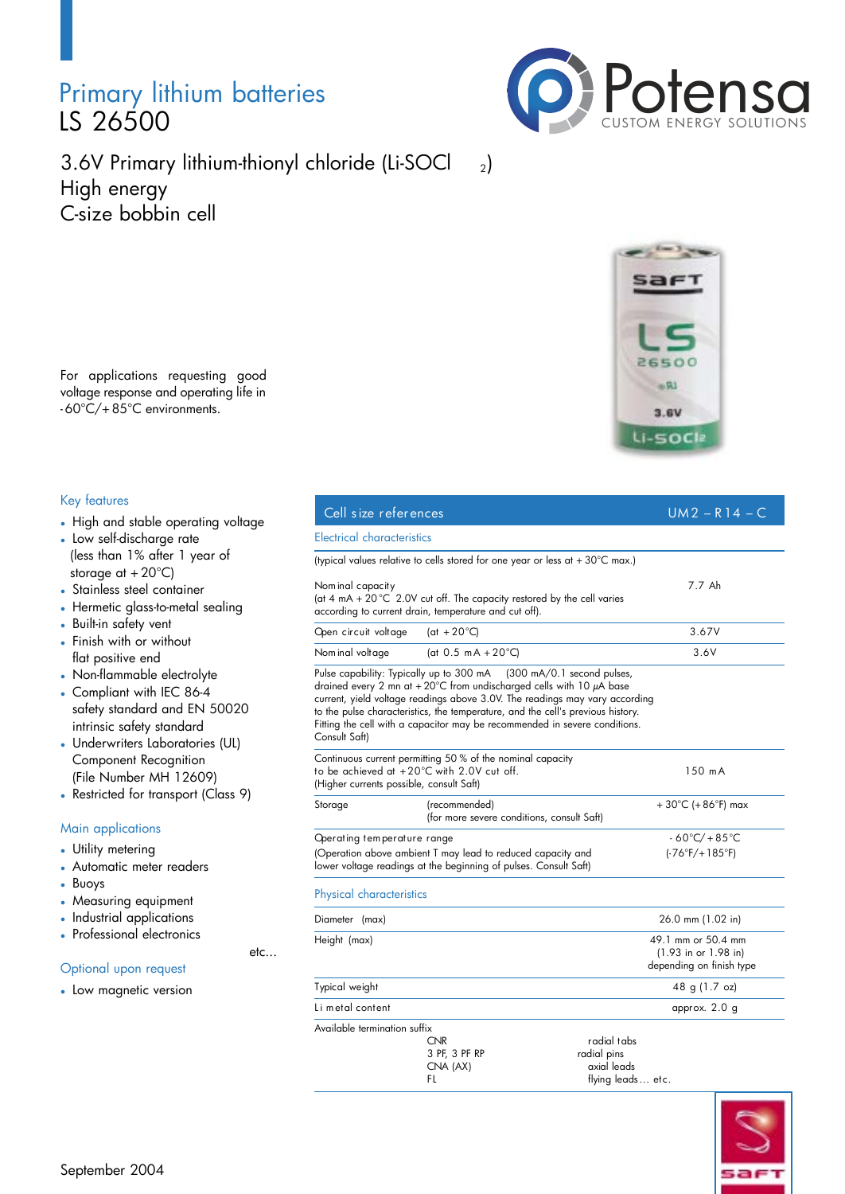# Primary lithium batteries
# LS 26500

## 3.6V Primary lithium-thionyl chloride (Li-$SOCl_2$)
## High energy
## C-size bobbin cell

For applications requesting good voltage response and operating life in -60°C/+85°C environments.

### Key features

- High and stable operating voltage
- Low self-discharge rate (less than 1% after 1 year of storage at +20°C)
- Stainless steel container
- Hermetic glass-to-metal sealing
- Built-in safety vent
- Finish with or without flat positive end
- Non-flammable electrolyte
- Compliant with IEC 86-4 safety standard and EN 50020 intrinsic safety standard
- Underwriters Laboratories (UL) Component Recognition (File Number MH 12609)
- Restricted for transport (Class 9)

### Main applications

- Utility metering
- Automatic meter readers
- Buoys
- Measuring equipment
- Industrial applications
- Professional electronics

etc...

### Optional upon request

- Low magnetic version

| Cell size references | UM2 – R14 – C |
|---|---|
| **Electrical characteristics** | |
| (typical values relative to cells stored for one year or less at +30°C max.) | |
| Nominal capacity (at 4 mA +20°C 2.0V cut off. The capacity restored by the cell varies according to current drain, temperature and cut off). | 7.7 Ah |
| Open circuit voltage (at +20°C) | 3.67V |
| Nominal voltage (at 0.5 mA +20°C) | 3.6V |
| Pulse capability: Typically up to 300 mA (300 mA/0.1 second pulses, drained every 2 mn at +20°C from undischarged cells with 10 µA base current, yield voltage readings above 3.0V. The readings may vary according to the pulse characteristics, the temperature, and the cell's previous history. Fitting the cell with a capacitor may be recommended in severe conditions. Consult Saft) | |
| Continuous current permitting 50 % of the nominal capacity to be achieved at +20°C with 2.0V cut off. (Higher currents possible, consult Saft) | 150 mA |
| Storage (recommended) (for more severe conditions, consult Saft) | +30°C (+86°F) max |
| Operating temperature range (Operation above ambient T may lead to reduced capacity and lower voltage readings at the beginning of pulses. Consult Saft) | -60°C/+85°C (-76°F/+185°F) |
| **Physical characteristics** | |
| Diameter (max) | 26.0 mm (1.02 in) |
| Height (max) | 49.1 mm or 50.4 mm (1.93 in or 1.98 in) depending on finish type |
| Typical weight | 48 g (1.7 oz) |
| Li metal content | approx. 2.0 g |
| Available termination suffix | CNR: radial tabs; 3 PF, 3 PF RP: radial pins; CNA (AX): axial leads; FL: flying leads... etc. |

September 2004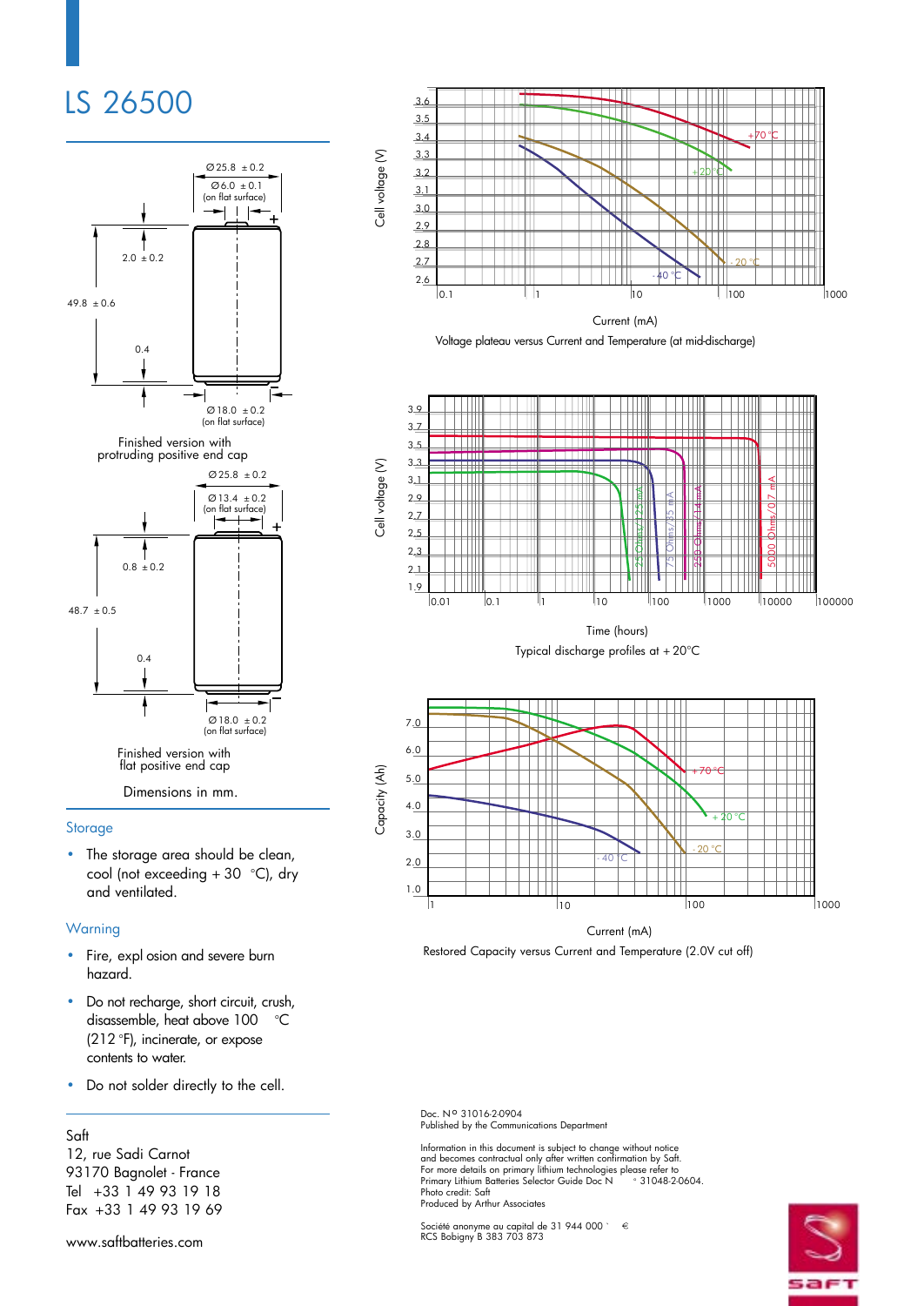# LS 26500

Ø25.8 ±0.2
Ø6.0 ±0.1
(on flat surface)
2.0 ±0.2
49.8 ±0.6
0.4
Ø18.0 ±0.2
(on flat surface)
+
–

Finished version with
protruding positive end cap

Ø25.8 ±0.2
Ø13.4 ±0.2
(on flat surface)
0.8 ±0.2
48.7 ±0.5
0.4
Ø18.0 ±0.2
(on flat surface)
+
–

Finished version with
flat positive end cap

Dimensions in mm.

Cell voltage (V)
3.6
3.5
3.4
3.3
3.2
3.1
3.0
2.9
2.8
2.7
2.6
0.1
1
10
100
1000
+70 °C
+20 °C
-20 °C
-40 °C
Current (mA)

Voltage plateau versus Current and Temperature (at mid-discharge)

Cell voltage (V)
3.9
3.7
3.5
3.3
3.1
2.9
2.7
2.5
2.3
2.1
1.9
0.01
0.1
1
10
100
1000
10000
100000
25 Ohms/125 mA
75 Ohms/35 mA
250 Ohms/14 mA
5000 Ohms/0.7 mA
Time (hours)

Typical discharge profiles at + 20°C

Capacity (Ah)
7.0
6.0
5.0
4.0
3.0
2.0
1.0
1
10
100
1000
+70 °C
+20 °C
-20 °C
-40 °C
Current (mA)

Restored Capacity versus Current and Temperature (2.0V cut off)

## Storage

- The storage area should be clean, cool (not exceeding + 30 °C), dry and ventilated.

## Warning

- Fire, expl osion and severe burn hazard.
- Do not recharge, short circuit, crush, disassemble, heat above 100 °C (212 °F), incinerate, or expose contents to water.
- Do not solder directly to the cell.

Saft
12, rue Sadi Carnot
93170 Bagnolet - France
Tel +33 1 49 93 19 18
Fax +33 1 49 93 19 69

www.saftbatteries.com

Doc. N° 31016-2-0904
Published by the Communications Department

Information in this document is subject to change without notice and becomes contractual only after written confirmation by Saft.
For more details on primary lithium technologies please refer to Primary Lithium Batteries Selector Guide Doc N° 31048-2-0604.
Photo credit: Saft
Produced by Arthur Associates

Société anonyme au capital de 31 944 000 €
RCS Bobigny B 383 703 873

saft